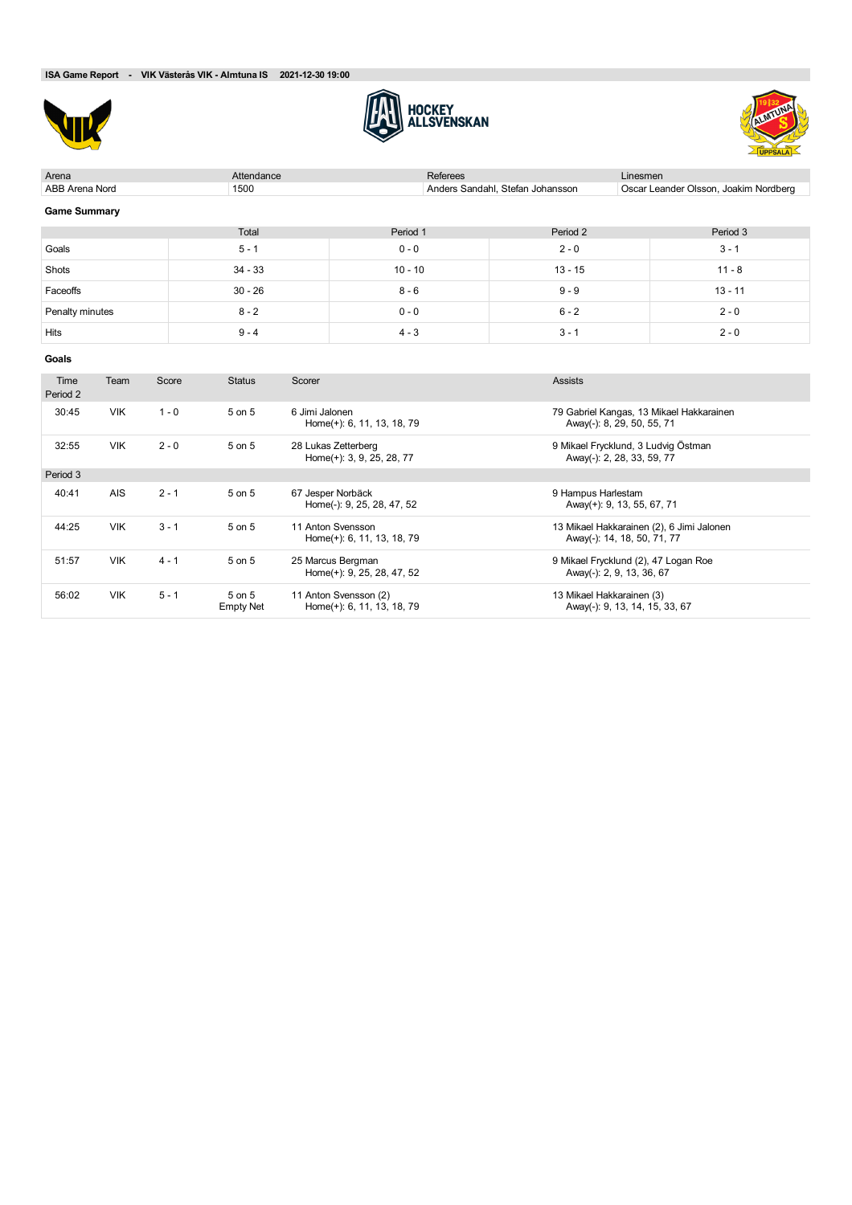**ISA Game Report - VIK Västerås VIK - Almtuna IS 2021-12-30 19:00**

HOCKEY ALLSVENSKAN

| Arena | Attendance | Referees | Linesmen |
|---|---|---|---|
| ABB Arena Nord | 1500 | Anders Sandahl, Stefan Johansson | Oscar Leander Olsson, Joakim Nordberg |

### Game Summary

| | Total | Period 1 | Period 2 | Period 3 |
|---|---|---|---|---|
| Goals | 5 - 1 | 0 - 0 | 2 - 0 | 3 - 1 |
| Shots | 34 - 33 | 10 - 10 | 13 - 15 | 11 - 8 |
| Faceoffs | 30 - 26 | 8 - 6 | 9 - 9 | 13 - 11 |
| Penalty minutes | 8 - 2 | 0 - 0 | 6 - 2 | 2 - 0 |
| Hits | 9 - 4 | 4 - 3 | 3 - 1 | 2 - 0 |

### Goals

| Time | Team | Score | Status | Scorer | Assists |
|---|---|---|---|---|---|
| Period 2 | | | | | |
| 30:45 | VIK | 1 - 0 | 5 on 5 | 6 Jimi Jalonen<br>Home(+): 6, 11, 13, 18, 79 | 79 Gabriel Kangas, 13 Mikael Hakkarainen<br>Away(-): 8, 29, 50, 55, 71 |
| 32:55 | VIK | 2 - 0 | 5 on 5 | 28 Lukas Zetterberg<br>Home(+): 3, 9, 25, 28, 77 | 9 Mikael Frycklund, 3 Ludvig Östman<br>Away(-): 2, 28, 33, 59, 77 |
| Period 3 | | | | | |
| 40:41 | AIS | 2 - 1 | 5 on 5 | 67 Jesper Norbäck<br>Home(-): 9, 25, 28, 47, 52 | 9 Hampus Harlestam<br>Away(+): 9, 13, 55, 67, 71 |
| 44:25 | VIK | 3 - 1 | 5 on 5 | 11 Anton Svensson<br>Home(+): 6, 11, 13, 18, 79 | 13 Mikael Hakkarainen (2), 6 Jimi Jalonen<br>Away(-): 14, 18, 50, 71, 77 |
| 51:57 | VIK | 4 - 1 | 5 on 5 | 25 Marcus Bergman<br>Home(+): 9, 25, 28, 47, 52 | 9 Mikael Frycklund (2), 47 Logan Roe<br>Away(-): 2, 9, 13, 36, 67 |
| 56:02 | VIK | 5 - 1 | 5 on 5<br>Empty Net | 11 Anton Svensson (2)<br>Home(+): 6, 11, 13, 18, 79 | 13 Mikael Hakkarainen (3)<br>Away(-): 9, 13, 14, 15, 33, 67 |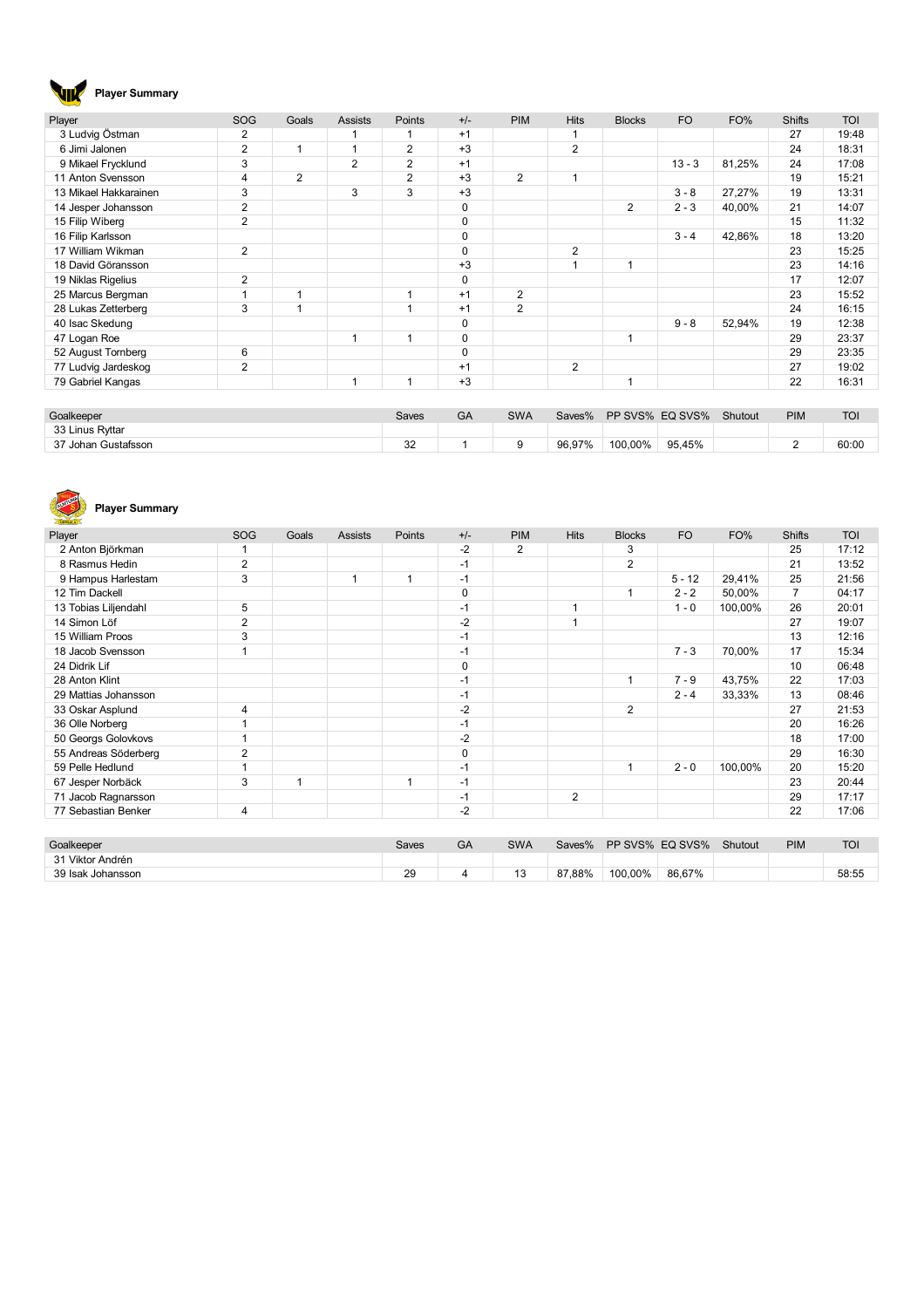## Player Summary

| Player | SOG | Goals | Assists | Points | +/- | PIM | Hits | Blocks | FO | FO% | Shifts | TOI |
|---|---|---|---|---|---|---|---|---|---|---|---|---|
| 3 Ludvig Östman | 2 | | 1 | 1 | +1 | | 1 | | | | 27 | 19:48 |
| 6 Jimi Jalonen | 2 | 1 | 1 | 2 | +3 | | 2 | | | | 24 | 18:31 |
| 9 Mikael Frycklund | 3 | | 2 | 2 | +1 | | | | 13 - 3 | 81,25% | 24 | 17:08 |
| 11 Anton Svensson | 4 | 2 | | 2 | +3 | 2 | 1 | | | | 19 | 15:21 |
| 13 Mikael Hakkarainen | 3 | | 3 | 3 | +3 | | | | 3 - 8 | 27,27% | 19 | 13:31 |
| 14 Jesper Johansson | 2 | | | | 0 | | | 2 | 2 - 3 | 40,00% | 21 | 14:07 |
| 15 Filip Wiberg | 2 | | | | 0 | | | | | | 15 | 11:32 |
| 16 Filip Karlsson | | | | | 0 | | | | 3 - 4 | 42,86% | 18 | 13:20 |
| 17 William Wikman | 2 | | | | 0 | | 2 | | | | 23 | 15:25 |
| 18 David Göransson | | | | | +3 | | 1 | 1 | | | 23 | 14:16 |
| 19 Niklas Rigelius | 2 | | | | 0 | | | | | | 17 | 12:07 |
| 25 Marcus Bergman | 1 | 1 | | 1 | +1 | 2 | | | | | 23 | 15:52 |
| 28 Lukas Zetterberg | 3 | 1 | | 1 | +1 | 2 | | | | | 24 | 16:15 |
| 40 Isac Skedung | | | | | 0 | | | | 9 - 8 | 52,94% | 19 | 12:38 |
| 47 Logan Roe | | | 1 | 1 | 0 | | | 1 | | | 29 | 23:37 |
| 52 August Tornberg | 6 | | | | 0 | | | | | | 29 | 23:35 |
| 77 Ludvig Jardeskog | 2 | | | | +1 | | 2 | | | | 27 | 19:02 |
| 79 Gabriel Kangas | | | 1 | 1 | +3 | | | 1 | | | 22 | 16:31 |

| Goalkeeper | Saves | GA | SWA | Saves% | PP SVS% | EQ SVS% | Shutout | PIM | TOI |
|---|---|---|---|---|---|---|---|---|---|
| 33 Linus Ryttar | | | | | | | | | |
| 37 Johan Gustafsson | 32 | 1 | 9 | 96,97% | 100,00% | 95,45% | | 2 | 60:00 |

## Player Summary

| Player | SOG | Goals | Assists | Points | +/- | PIM | Hits | Blocks | FO | FO% | Shifts | TOI |
|---|---|---|---|---|---|---|---|---|---|---|---|---|
| 2 Anton Björkman | 1 | | | | -2 | 2 | | 3 | | | 25 | 17:12 |
| 8 Rasmus Hedin | 2 | | | | -1 | | | 2 | | | 21 | 13:52 |
| 9 Hampus Harlestam | 3 | | 1 | 1 | -1 | | | | 5 - 12 | 29,41% | 25 | 21:56 |
| 12 Tim Dackell | | | | | 0 | | | 1 | 2 - 2 | 50,00% | 7 | 04:17 |
| 13 Tobias Liljendahl | 5 | | | | -1 | | 1 | | 1 - 0 | 100,00% | 26 | 20:01 |
| 14 Simon Löf | 2 | | | | -2 | | 1 | | | | 27 | 19:07 |
| 15 William Proos | 3 | | | | -1 | | | | | | 13 | 12:16 |
| 18 Jacob Svensson | 1 | | | | -1 | | | | 7 - 3 | 70,00% | 17 | 15:34 |
| 24 Didrik Lif | | | | | 0 | | | | | | 10 | 06:48 |
| 28 Anton Klint | | | | | -1 | | | 1 | 7 - 9 | 43,75% | 22 | 17:03 |
| 29 Mattias Johansson | | | | | -1 | | | | 2 - 4 | 33,33% | 13 | 08:46 |
| 33 Oskar Asplund | 4 | | | | -2 | | | 2 | | | 27 | 21:53 |
| 36 Olle Norberg | 1 | | | | -1 | | | | | | 20 | 16:26 |
| 50 Georgs Golovkovs | 1 | | | | -2 | | | | | | 18 | 17:00 |
| 55 Andreas Söderberg | 2 | | | | 0 | | | | | | 29 | 16:30 |
| 59 Pelle Hedlund | 1 | | | | -1 | | | 1 | 2 - 0 | 100,00% | 20 | 15:20 |
| 67 Jesper Norbäck | 3 | 1 | | 1 | -1 | | | | | | 23 | 20:44 |
| 71 Jacob Ragnarsson | | | | | -1 | | 2 | | | | 29 | 17:17 |
| 77 Sebastian Benker | 4 | | | | -2 | | | | | | 22 | 17:06 |

| Goalkeeper | Saves | GA | SWA | Saves% | PP SVS% | EQ SVS% | Shutout | PIM | TOI |
|---|---|---|---|---|---|---|---|---|---|
| 31 Viktor Andrén | | | | | | | | | |
| 39 Isak Johansson | 29 | 4 | 13 | 87,88% | 100,00% | 86,67% | | | 58:55 |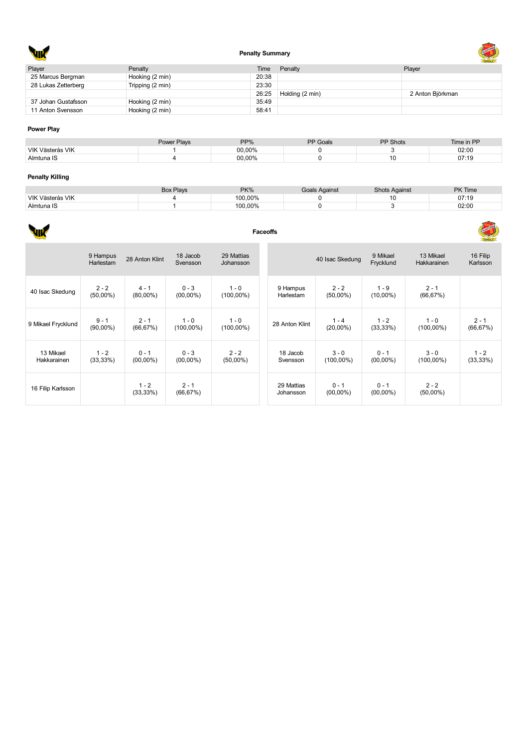## Penalty Summary

| Player | Penalty | Time | Penalty | Player |
|---|---|---|---|---|
| 25 Marcus Bergman | Hooking (2 min) | 20:38 | | |
| 28 Lukas Zetterberg | Tripping (2 min) | 23:30 | | |
| | | 26:25 | Holding (2 min) | 2 Anton Björkman |
| 37 Johan Gustafsson | Hooking (2 min) | 35:49 | | |
| 11 Anton Svensson | Hooking (2 min) | 58:41 | | |

### Power Play

| | Power Plays | PP% | PP Goals | PP Shots | Time in PP |
|---|---|---|---|---|---|
| VIK Västerås VIK | 1 | 00,00% | 0 | 3 | 02:00 |
| Almtuna IS | 4 | 00,00% | 0 | 10 | 07:19 |

### Penalty Killing

| | Box Plays | PK% | Goals Against | Shots Against | PK Time |
|---|---|---|---|---|---|
| VIK Västerås VIK | 4 | 100,00% | 0 | 10 | 07:19 |
| Almtuna IS | 1 | 100,00% | 0 | 3 | 02:00 |

## Faceoffs

| | 9 Hampus Harlestam | 28 Anton Klint | 18 Jacob Svensson | 29 Mattias Johansson |
|---|---|---|---|---|
| 40 Isac Skedung | 2 - 2 (50,00%) | 4 - 1 (80,00%) | 0 - 3 (00,00%) | 1 - 0 (100,00%) |
| 9 Mikael Frycklund | 9 - 1 (90,00%) | 2 - 1 (66,67%) | 1 - 0 (100,00%) | 1 - 0 (100,00%) |
| 13 Mikael Hakkarainen | 1 - 2 (33,33%) | 0 - 1 (00,00%) | 0 - 3 (00,00%) | 2 - 2 (50,00%) |
| 16 Filip Karlsson | | 1 - 2 (33,33%) | 2 - 1 (66,67%) | |

| | 40 Isac Skedung | 9 Mikael Frycklund | 13 Mikael Hakkarainen | 16 Filip Karlsson |
|---|---|---|---|---|
| 9 Hampus Harlestam | 2 - 2 (50,00%) | 1 - 9 (10,00%) | 2 - 1 (66,67%) | |
| 28 Anton Klint | 1 - 4 (20,00%) | 1 - 2 (33,33%) | 1 - 0 (100,00%) | 2 - 1 (66,67%) |
| 18 Jacob Svensson | 3 - 0 (100,00%) | 0 - 1 (00,00%) | 3 - 0 (100,00%) | 1 - 2 (33,33%) |
| 29 Mattias Johansson | 0 - 1 (00,00%) | 0 - 1 (00,00%) | 2 - 2 (50,00%) | |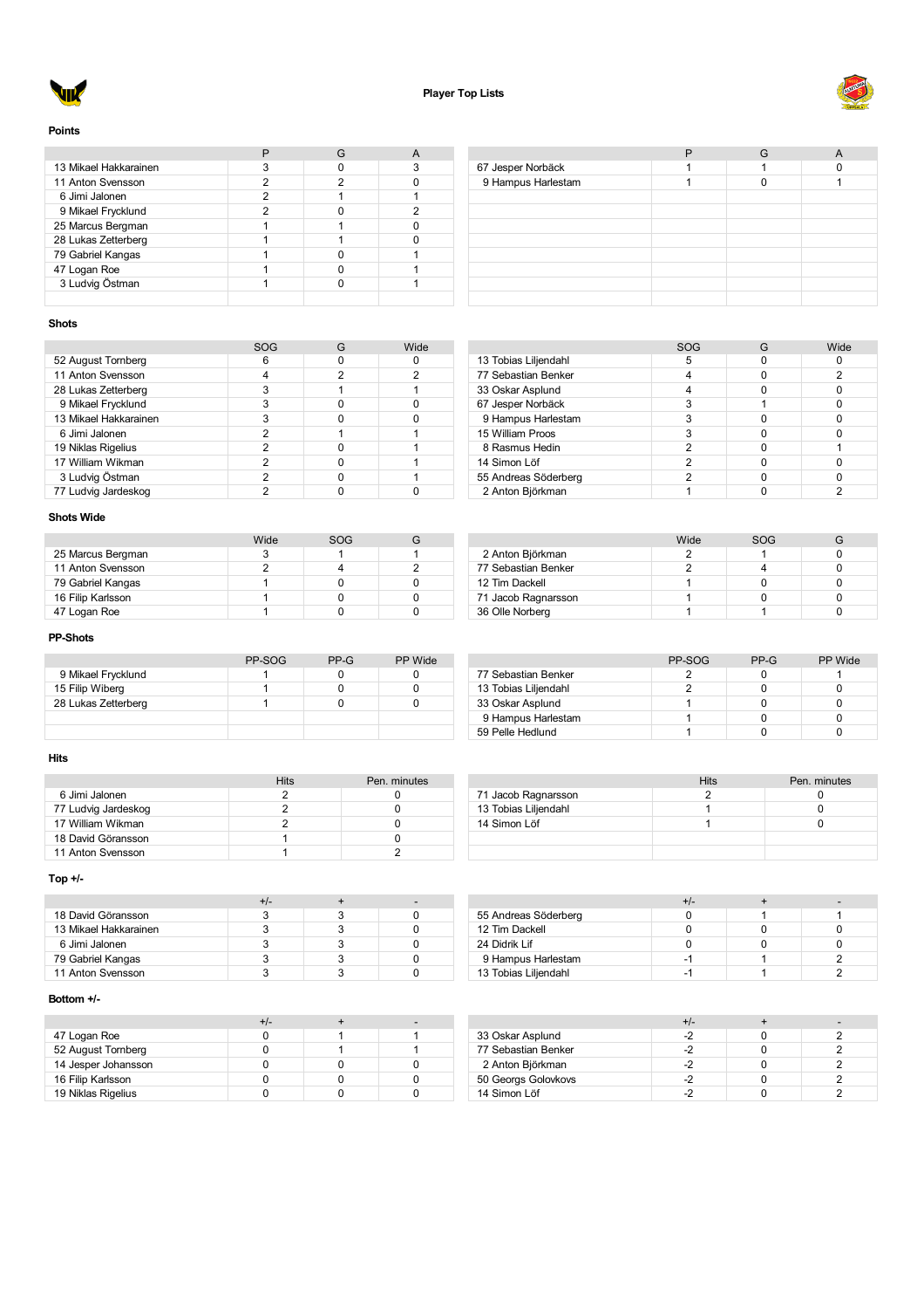# Player Top Lists

### Points

| | P | G | A |
|---|---|---|---|
| 13 Mikael Hakkarainen | 3 | 0 | 3 |
| 11 Anton Svensson | 2 | 2 | 0 |
| 6 Jimi Jalonen | 2 | 1 | 1 |
| 9 Mikael Frycklund | 2 | 0 | 2 |
| 25 Marcus Bergman | 1 | 1 | 0 |
| 28 Lukas Zetterberg | 1 | 1 | 0 |
| 79 Gabriel Kangas | 1 | 0 | 1 |
| 47 Logan Roe | 1 | 0 | 1 |
| 3 Ludvig Östman | 1 | 0 | 1 |

| | P | G | A |
|---|---|---|---|
| 67 Jesper Norbäck | 1 | 1 | 0 |
| 9 Hampus Harlestam | 1 | 0 | 1 |

### Shots

| | SOG | G | Wide |
|---|---|---|---|
| 52 August Tornberg | 6 | 0 | 0 |
| 11 Anton Svensson | 4 | 2 | 2 |
| 28 Lukas Zetterberg | 3 | 1 | 1 |
| 9 Mikael Frycklund | 3 | 0 | 0 |
| 13 Mikael Hakkarainen | 3 | 0 | 0 |
| 6 Jimi Jalonen | 2 | 1 | 1 |
| 19 Niklas Rigelius | 2 | 0 | 1 |
| 17 William Wikman | 2 | 0 | 1 |
| 3 Ludvig Östman | 2 | 0 | 1 |
| 77 Ludvig Jardeskog | 2 | 0 | 0 |

| | SOG | G | Wide |
|---|---|---|---|
| 13 Tobias Liljendahl | 5 | 0 | 0 |
| 77 Sebastian Benker | 4 | 0 | 2 |
| 33 Oskar Asplund | 4 | 0 | 0 |
| 67 Jesper Norbäck | 3 | 1 | 0 |
| 9 Hampus Harlestam | 3 | 0 | 0 |
| 15 William Proos | 3 | 0 | 0 |
| 8 Rasmus Hedin | 2 | 0 | 1 |
| 14 Simon Löf | 2 | 0 | 0 |
| 55 Andreas Söderberg | 2 | 0 | 0 |
| 2 Anton Björkman | 1 | 0 | 2 |

### Shots Wide

| | Wide | SOG | G |
|---|---|---|---|
| 25 Marcus Bergman | 3 | 1 | 1 |
| 11 Anton Svensson | 2 | 4 | 2 |
| 79 Gabriel Kangas | 1 | 0 | 0 |
| 16 Filip Karlsson | 1 | 0 | 0 |
| 47 Logan Roe | 1 | 0 | 0 |

| | Wide | SOG | G |
|---|---|---|---|
| 2 Anton Björkman | 2 | 1 | 0 |
| 77 Sebastian Benker | 2 | 4 | 0 |
| 12 Tim Dackell | 1 | 0 | 0 |
| 71 Jacob Ragnarsson | 1 | 0 | 0 |
| 36 Olle Norberg | 1 | 1 | 0 |

### PP-Shots

| | PP-SOG | PP-G | PP Wide |
|---|---|---|---|
| 9 Mikael Frycklund | 1 | 0 | 0 |
| 15 Filip Wiberg | 1 | 0 | 0 |
| 28 Lukas Zetterberg | 1 | 0 | 0 |

| | PP-SOG | PP-G | PP Wide |
|---|---|---|---|
| 77 Sebastian Benker | 2 | 0 | 1 |
| 13 Tobias Liljendahl | 2 | 0 | 0 |
| 33 Oskar Asplund | 1 | 0 | 0 |
| 9 Hampus Harlestam | 1 | 0 | 0 |
| 59 Pelle Hedlund | 1 | 0 | 0 |

### Hits

| | Hits | Pen. minutes |
|---|---|---|
| 6 Jimi Jalonen | 2 | 0 |
| 77 Ludvig Jardeskog | 2 | 0 |
| 17 William Wikman | 2 | 0 |
| 18 David Göransson | 1 | 0 |
| 11 Anton Svensson | 1 | 2 |

| | Hits | Pen. minutes |
|---|---|---|
| 71 Jacob Ragnarsson | 2 | 0 |
| 13 Tobias Liljendahl | 1 | 0 |
| 14 Simon Löf | 1 | 0 |

### Top +/-

| | +/- | + | - |
|---|---|---|---|
| 18 David Göransson | 3 | 3 | 0 |
| 13 Mikael Hakkarainen | 3 | 3 | 0 |
| 6 Jimi Jalonen | 3 | 3 | 0 |
| 79 Gabriel Kangas | 3 | 3 | 0 |
| 11 Anton Svensson | 3 | 3 | 0 |

| | +/- | + | - |
|---|---|---|---|
| 55 Andreas Söderberg | 0 | 1 | 1 |
| 12 Tim Dackell | 0 | 0 | 0 |
| 24 Didrik Lif | 0 | 0 | 0 |
| 9 Hampus Harlestam | -1 | 1 | 2 |
| 13 Tobias Liljendahl | -1 | 1 | 2 |

### Bottom +/-

| | +/- | + | - |
|---|---|---|---|
| 47 Logan Roe | 0 | 1 | 1 |
| 52 August Tornberg | 0 | 1 | 1 |
| 14 Jesper Johansson | 0 | 0 | 0 |
| 16 Filip Karlsson | 0 | 0 | 0 |
| 19 Niklas Rigelius | 0 | 0 | 0 |

| | +/- | + | - |
|---|---|---|---|
| 33 Oskar Asplund | -2 | 0 | 2 |
| 77 Sebastian Benker | -2 | 0 | 2 |
| 2 Anton Björkman | -2 | 0 | 2 |
| 50 Georgs Golovkovs | -2 | 0 | 2 |
| 14 Simon Löf | -2 | 0 | 2 |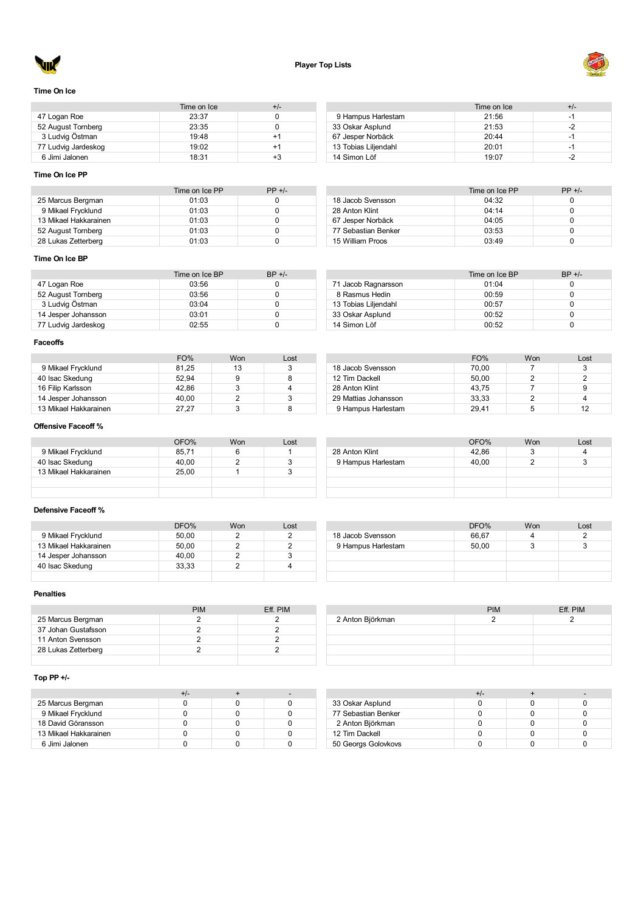# Player Top Lists

## Time On Ice

| | Time on Ice | +/- |
|---|---|---|
| 47 Logan Roe | 23:37 | 0 |
| 52 August Tornberg | 23:35 | 0 |
| 3 Ludvig Östman | 19:48 | +1 |
| 77 Ludvig Jardeskog | 19:02 | +1 |
| 6 Jimi Jalonen | 18:31 | +3 |

| | Time on Ice | +/- |
|---|---|---|
| 9 Hampus Harlestam | 21:56 | -1 |
| 33 Oskar Asplund | 21:53 | -2 |
| 67 Jesper Norbäck | 20:44 | -1 |
| 13 Tobias Liljendahl | 20:01 | -1 |
| 14 Simon Löf | 19:07 | -2 |

## Time On Ice PP

| | Time on Ice PP | PP +/- |
|---|---|---|
| 25 Marcus Bergman | 01:03 | 0 |
| 9 Mikael Frycklund | 01:03 | 0 |
| 13 Mikael Hakkarainen | 01:03 | 0 |
| 52 August Tornberg | 01:03 | 0 |
| 28 Lukas Zetterberg | 01:03 | 0 |

| | Time on Ice PP | PP +/- |
|---|---|---|
| 18 Jacob Svensson | 04:32 | 0 |
| 28 Anton Klint | 04:14 | 0 |
| 67 Jesper Norbäck | 04:05 | 0 |
| 77 Sebastian Benker | 03:53 | 0 |
| 15 William Proos | 03:49 | 0 |

## Time On Ice BP

| | Time on Ice BP | BP +/- |
|---|---|---|
| 47 Logan Roe | 03:56 | 0 |
| 52 August Tornberg | 03:56 | 0 |
| 3 Ludvig Östman | 03:04 | 0 |
| 14 Jesper Johansson | 03:01 | 0 |
| 77 Ludvig Jardeskog | 02:55 | 0 |

| | Time on Ice BP | BP +/- |
|---|---|---|
| 71 Jacob Ragnarsson | 01:04 | 0 |
| 8 Rasmus Hedin | 00:59 | 0 |
| 13 Tobias Liljendahl | 00:57 | 0 |
| 33 Oskar Asplund | 00:52 | 0 |
| 14 Simon Löf | 00:52 | 0 |

## Faceoffs

| | FO% | Won | Lost |
|---|---|---|---|
| 9 Mikael Frycklund | 81,25 | 13 | 3 |
| 40 Isac Skedung | 52,94 | 9 | 8 |
| 16 Filip Karlsson | 42,86 | 3 | 4 |
| 14 Jesper Johansson | 40,00 | 2 | 3 |
| 13 Mikael Hakkarainen | 27,27 | 3 | 8 |

| | FO% | Won | Lost |
|---|---|---|---|
| 18 Jacob Svensson | 70,00 | 7 | 3 |
| 12 Tim Dackell | 50,00 | 2 | 2 |
| 28 Anton Klint | 43,75 | 7 | 9 |
| 29 Mattias Johansson | 33,33 | 2 | 4 |
| 9 Hampus Harlestam | 29,41 | 5 | 12 |

## Offensive Faceoff %

| | OFO% | Won | Lost |
|---|---|---|---|
| 9 Mikael Frycklund | 85,71 | 6 | 1 |
| 40 Isac Skedung | 40,00 | 2 | 3 |
| 13 Mikael Hakkarainen | 25,00 | 1 | 3 |

| | OFO% | Won | Lost |
|---|---|---|---|
| 28 Anton Klint | 42,86 | 3 | 4 |
| 9 Hampus Harlestam | 40,00 | 2 | 3 |

## Defensive Faceoff %

| | DFO% | Won | Lost |
|---|---|---|---|
| 9 Mikael Frycklund | 50,00 | 2 | 2 |
| 13 Mikael Hakkarainen | 50,00 | 2 | 2 |
| 14 Jesper Johansson | 40,00 | 2 | 3 |
| 40 Isac Skedung | 33,33 | 2 | 4 |

| | DFO% | Won | Lost |
|---|---|---|---|
| 18 Jacob Svensson | 66,67 | 4 | 2 |
| 9 Hampus Harlestam | 50,00 | 3 | 3 |

## Penalties

| | PIM | Eff. PIM |
|---|---|---|
| 25 Marcus Bergman | 2 | 2 |
| 37 Johan Gustafsson | 2 | 2 |
| 11 Anton Svensson | 2 | 2 |
| 28 Lukas Zetterberg | 2 | 2 |

| | PIM | Eff. PIM |
|---|---|---|
| 2 Anton Björkman | 2 | 2 |

## Top PP +/-

| | +/- | + | - |
|---|---|---|---|
| 25 Marcus Bergman | 0 | 0 | 0 |
| 9 Mikael Frycklund | 0 | 0 | 0 |
| 18 David Göransson | 0 | 0 | 0 |
| 13 Mikael Hakkarainen | 0 | 0 | 0 |
| 6 Jimi Jalonen | 0 | 0 | 0 |

| | +/- | + | - |
|---|---|---|---|
| 33 Oskar Asplund | 0 | 0 | 0 |
| 77 Sebastian Benker | 0 | 0 | 0 |
| 2 Anton Björkman | 0 | 0 | 0 |
| 12 Tim Dackell | 0 | 0 | 0 |
| 50 Georgs Golovkovs | 0 | 0 | 0 |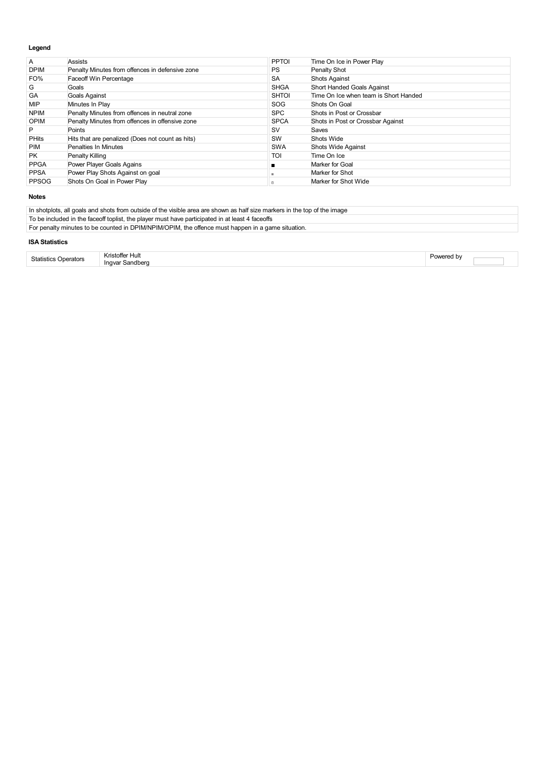**Legend**

| | | | |
|---|---|---|---|
| A | Assists | PPTOI | Time On Ice in Power Play |
| DPIM | Penalty Minutes from offences in defensive zone | PS | Penalty Shot |
| FO% | Faceoff Win Percentage | SA | Shots Against |
| G | Goals | SHGA | Short Handed Goals Against |
| GA | Goals Against | SHTOI | Time On Ice when team is Short Handed |
| MIP | Minutes In Play | SOG | Shots On Goal |
| NPIM | Penalty Minutes from offences in neutral zone | SPC | Shots in Post or Crossbar |
| OPIM | Penalty Minutes from offences in offensive zone | SPCA | Shots in Post or Crossbar Against |
| P | Points | SV | Saves |
| PHits | Hits that are penalized (Does not count as hits) | SW | Shots Wide |
| PIM | Penalties In Minutes | SWA | Shots Wide Against |
| PK | Penalty Killing | TOI | Time On Ice |
| PPGA | Power Player Goals Agains | ■ | Marker for Goal |
| PPSA | Power Play Shots Against on goal | ▪ | Marker for Shot |
| PPSOG | Shots On Goal in Power Play | ▫ | Marker for Shot Wide |

**Notes**

| |
|---|
| In shotplots, all goals and shots from outside of the visible area are shown as half size markers in the top of the image |
| To be included in the faceoff toplist, the player must have participated in at least 4 faceoffs |
| For penalty minutes to be counted in DPIM/NPIM/OPIM, the offence must happen in a game situation. |

**ISA Statistics**

| | | |
|---|---|---|
| Statistics Operators | Kristoffer Hult<br>Ingvar Sandberg | Powered by |